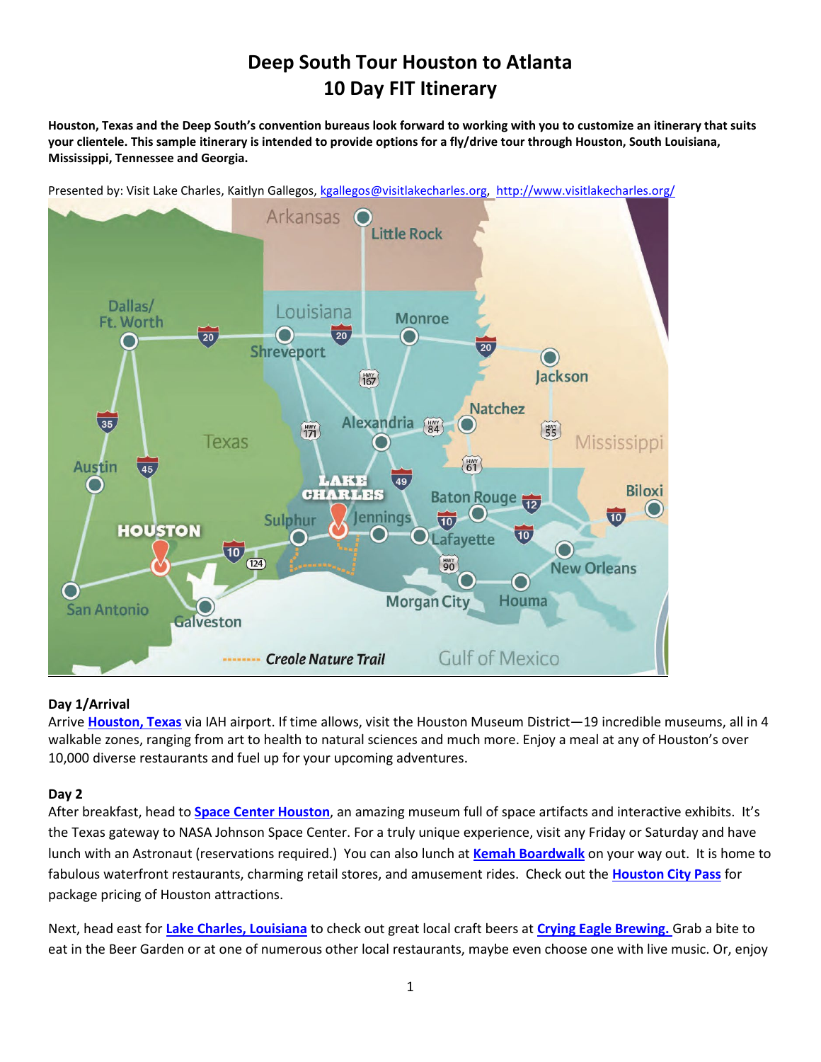# Deep South Tour Houston to Atlanta
# 10 Day FIT Itinerary

**Houston, Texas and the Deep South's convention bureaus look forward to working with you to customize an itinerary that suits your clientele. This sample itinerary is intended to provide options for a fly/drive tour through Houston, South Louisiana, Mississippi, Tennessee and Georgia.**

Presented by: Visit Lake Charles, Kaitlyn Gallegos, kgallegos@visitlakecharles.org, http://www.visitlakecharles.org/

### Day 1/Arrival

Arrive **Houston, Texas** via IAH airport. If time allows, visit the Houston Museum District—19 incredible museums, all in 4 walkable zones, ranging from art to health to natural sciences and much more. Enjoy a meal at any of Houston's over 10,000 diverse restaurants and fuel up for your upcoming adventures.

### Day 2

After breakfast, head to **Space Center Houston**, an amazing museum full of space artifacts and interactive exhibits. It's the Texas gateway to NASA Johnson Space Center. For a truly unique experience, visit any Friday or Saturday and have lunch with an Astronaut (reservations required.) You can also lunch at **Kemah Boardwalk** on your way out. It is home to fabulous waterfront restaurants, charming retail stores, and amusement rides. Check out the **Houston City Pass** for package pricing of Houston attractions.

Next, head east for **Lake Charles, Louisiana** to check out great local craft beers at **Crying Eagle Brewing.** Grab a bite to eat in the Beer Garden or at one of numerous other local restaurants, maybe even choose one with live music. Or, enjoy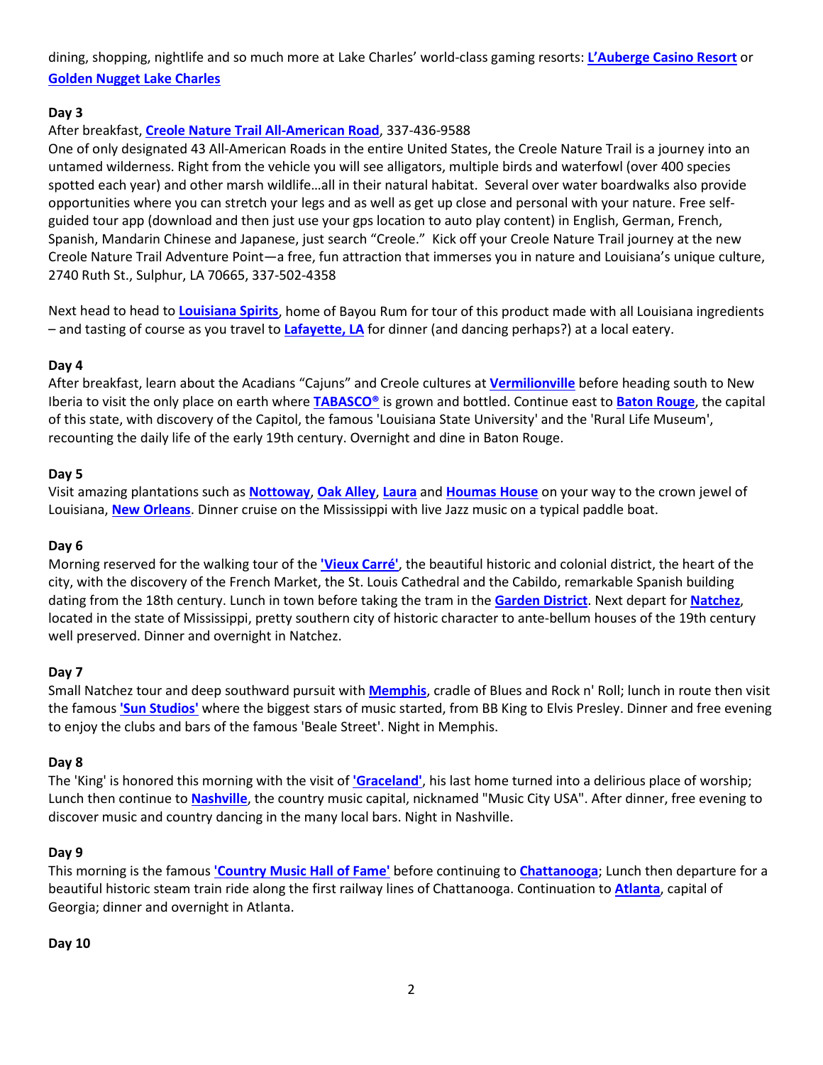dining, shopping, nightlife and so much more at Lake Charles' world-class gaming resorts: **L'Auberge Casino Resort** or **Golden Nugget Lake Charles**

**Day 3**

After breakfast, **Creole Nature Trail All-American Road**, 337-436-9588

One of only designated 43 All-American Roads in the entire United States, the Creole Nature Trail is a journey into an untamed wilderness. Right from the vehicle you will see alligators, multiple birds and waterfowl (over 400 species spotted each year) and other marsh wildlife…all in their natural habitat. Several over water boardwalks also provide opportunities where you can stretch your legs and as well as get up close and personal with your nature. Free self-guided tour app (download and then just use your gps location to auto play content) in English, German, French, Spanish, Mandarin Chinese and Japanese, just search "Creole." Kick off your Creole Nature Trail journey at the new Creole Nature Trail Adventure Point—a free, fun attraction that immerses you in nature and Louisiana's unique culture, 2740 Ruth St., Sulphur, LA 70665, 337-502-4358

Next head to head to **Louisiana Spirits**, home of Bayou Rum for tour of this product made with all Louisiana ingredients – and tasting of course as you travel to **Lafayette, LA** for dinner (and dancing perhaps?) at a local eatery.

**Day 4**

After breakfast, learn about the Acadians "Cajuns" and Creole cultures at **Vermilionville** before heading south to New Iberia to visit the only place on earth where **TABASCO®** is grown and bottled. Continue east to **Baton Rouge**, the capital of this state, with discovery of the Capitol, the famous 'Louisiana State University' and the 'Rural Life Museum', recounting the daily life of the early 19th century. Overnight and dine in Baton Rouge.

**Day 5**

Visit amazing plantations such as **Nottoway**, **Oak Alley**, **Laura** and **Houmas House** on your way to the crown jewel of Louisiana, **New Orleans**. Dinner cruise on the Mississippi with live Jazz music on a typical paddle boat.

**Day 6**

Morning reserved for the walking tour of the **'Vieux Carré'**, the beautiful historic and colonial district, the heart of the city, with the discovery of the French Market, the St. Louis Cathedral and the Cabildo, remarkable Spanish building dating from the 18th century. Lunch in town before taking the tram in the **Garden District**. Next depart for **Natchez**, located in the state of Mississippi, pretty southern city of historic character to ante-bellum houses of the 19th century well preserved. Dinner and overnight in Natchez.

**Day 7**

Small Natchez tour and deep southward pursuit with **Memphis**, cradle of Blues and Rock n' Roll; lunch in route then visit the famous **'Sun Studios'** where the biggest stars of music started, from BB King to Elvis Presley. Dinner and free evening to enjoy the clubs and bars of the famous 'Beale Street'. Night in Memphis.

**Day 8**

The 'King' is honored this morning with the visit of **'Graceland'**, his last home turned into a delirious place of worship; Lunch then continue to **Nashville**, the country music capital, nicknamed "Music City USA". After dinner, free evening to discover music and country dancing in the many local bars. Night in Nashville.

**Day 9**

This morning is the famous **'Country Music Hall of Fame'** before continuing to **Chattanooga**; Lunch then departure for a beautiful historic steam train ride along the first railway lines of Chattanooga. Continuation to **Atlanta**, capital of Georgia; dinner and overnight in Atlanta.

**Day 10**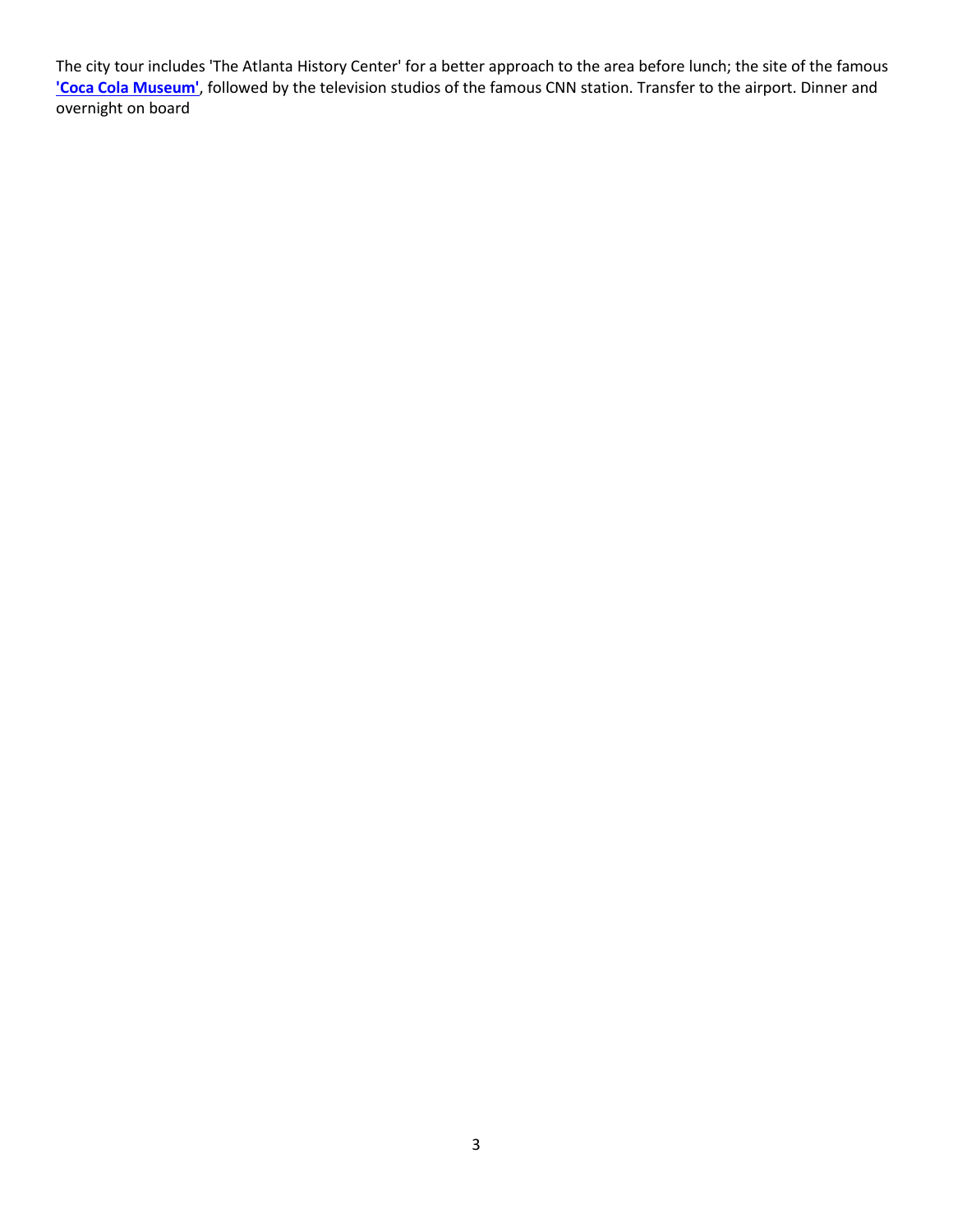The city tour includes 'The Atlanta History Center' for a better approach to the area before lunch; the site of the famous **'Coca Cola Museum'**, followed by the television studios of the famous CNN station. Transfer to the airport. Dinner and overnight on board